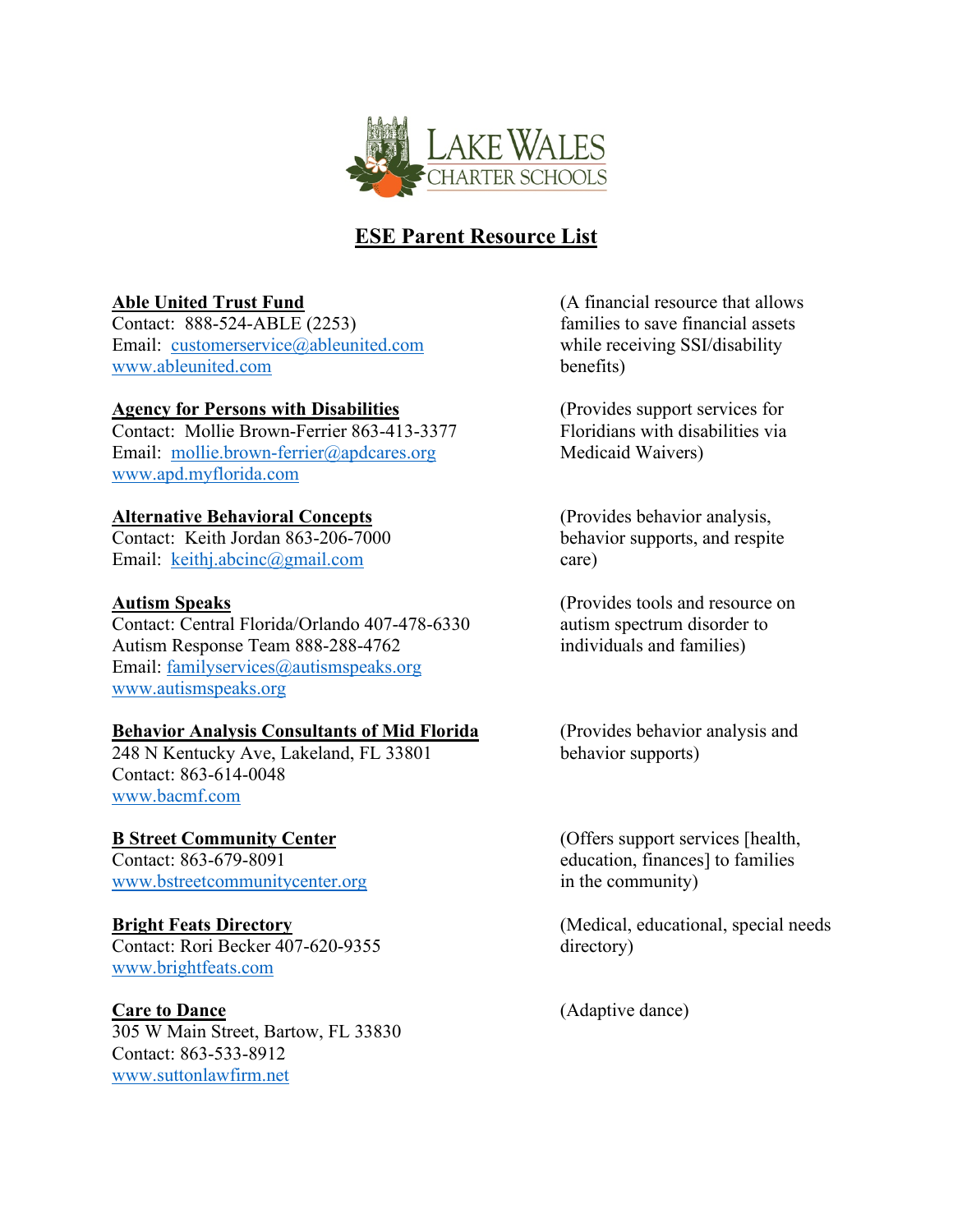LAKE WALES CHARTER SCHOOLS

# ESE Parent Resource List

**Able United Trust Fund**
Contact: 888-524-ABLE (2253)
Email: customerservice@ableunited.com
www.ableunited.com

(A financial resource that allows families to save financial assets while receiving SSI/disability benefits)

**Agency for Persons with Disabilities**
Contact: Mollie Brown-Ferrier 863-413-3377
Email: mollie.brown-ferrier@apdcares.org
www.apd.myflorida.com

(Provides support services for Floridians with disabilities via Medicaid Waivers)

**Alternative Behavioral Concepts**
Contact: Keith Jordan 863-206-7000
Email: keithj.abcinc@gmail.com

(Provides behavior analysis, behavior supports, and respite care)

**Autism Speaks**
Contact: Central Florida/Orlando 407-478-6330
Autism Response Team 888-288-4762
Email: familyservices@autismspeaks.org
www.autismspeaks.org

(Provides tools and resource on autism spectrum disorder to individuals and families)

**Behavior Analysis Consultants of Mid Florida**
248 N Kentucky Ave, Lakeland, FL 33801
Contact: 863-614-0048
www.bacmf.com

(Provides behavior analysis and behavior supports)

**B Street Community Center**
Contact: 863-679-8091
www.bstreetcommunitycenter.org

(Offers support services [health, education, finances] to families in the community)

**Bright Feats Directory**
Contact: Rori Becker 407-620-9355
www.brightfeats.com

(Medical, educational, special needs directory)

**Care to Dance**
305 W Main Street, Bartow, FL 33830
Contact: 863-533-8912
www.suttonlawfirm.net

(Adaptive dance)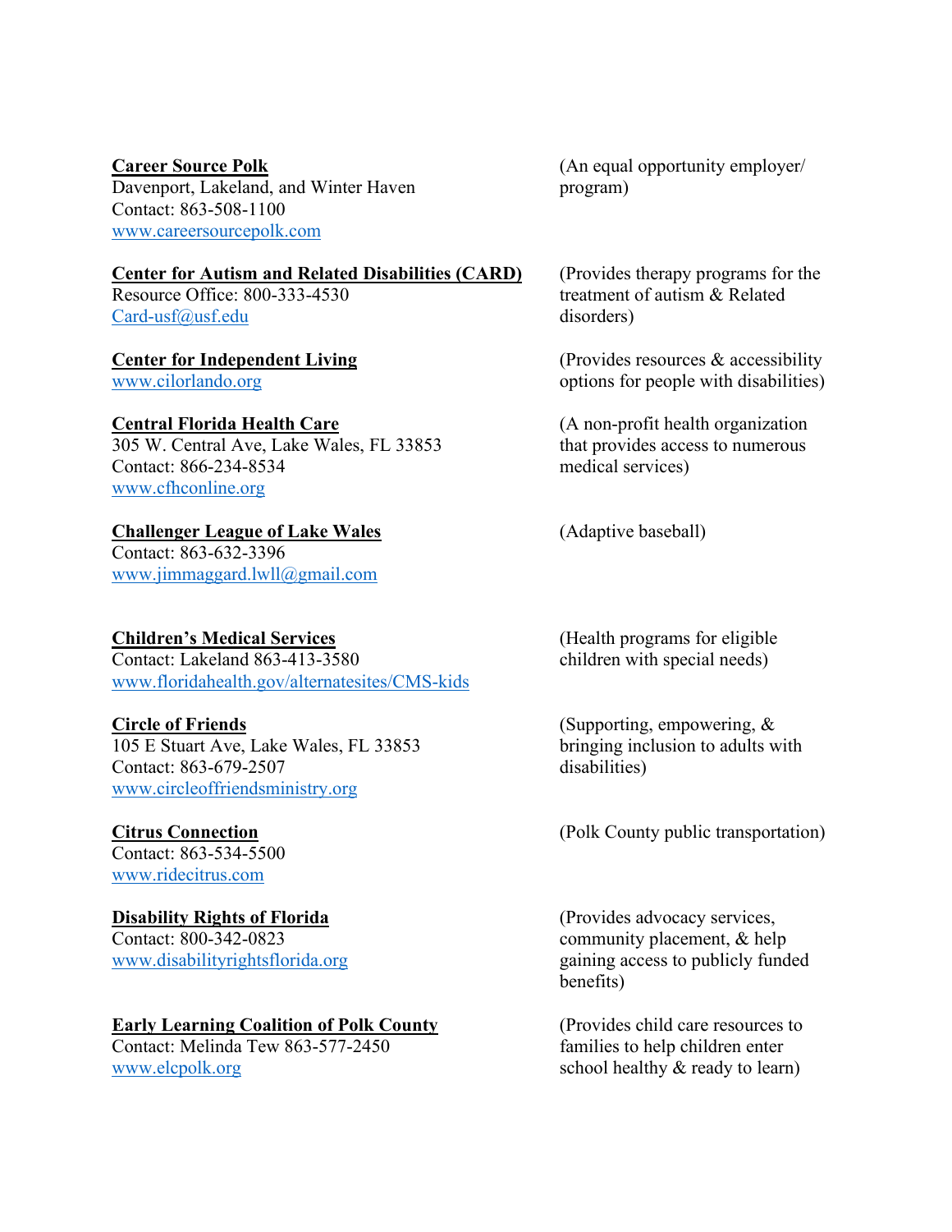**Career Source Polk**
Davenport, Lakeland, and Winter Haven
Contact: 863-508-1100
www.careersourcepolk.com

(An equal opportunity employer/ program)

**Center for Autism and Related Disabilities (CARD)**
Resource Office: 800-333-4530
Card-usf@usf.edu

(Provides therapy programs for the treatment of autism & Related disorders)

**Center for Independent Living**
www.cilorlando.org

(Provides resources & accessibility options for people with disabilities)

**Central Florida Health Care**
305 W. Central Ave, Lake Wales, FL 33853
Contact: 866-234-8534
www.cfhconline.org

(A non-profit health organization that provides access to numerous medical services)

**Challenger League of Lake Wales**
Contact: 863-632-3396
www.jimmaggard.lwll@gmail.com

(Adaptive baseball)

**Children's Medical Services**
Contact: Lakeland 863-413-3580
www.floridahealth.gov/alternatesites/CMS-kids

(Health programs for eligible children with special needs)

**Circle of Friends**
105 E Stuart Ave, Lake Wales, FL 33853
Contact: 863-679-2507
www.circleoffriendsministry.org

(Supporting, empowering, & bringing inclusion to adults with disabilities)

**Citrus Connection**
Contact: 863-534-5500
www.ridecitrus.com

(Polk County public transportation)

**Disability Rights of Florida**
Contact: 800-342-0823
www.disabilityrightsflorida.org

(Provides advocacy services, community placement, & help gaining access to publicly funded benefits)

**Early Learning Coalition of Polk County**
Contact: Melinda Tew 863-577-2450
www.elcpolk.org

(Provides child care resources to families to help children enter school healthy & ready to learn)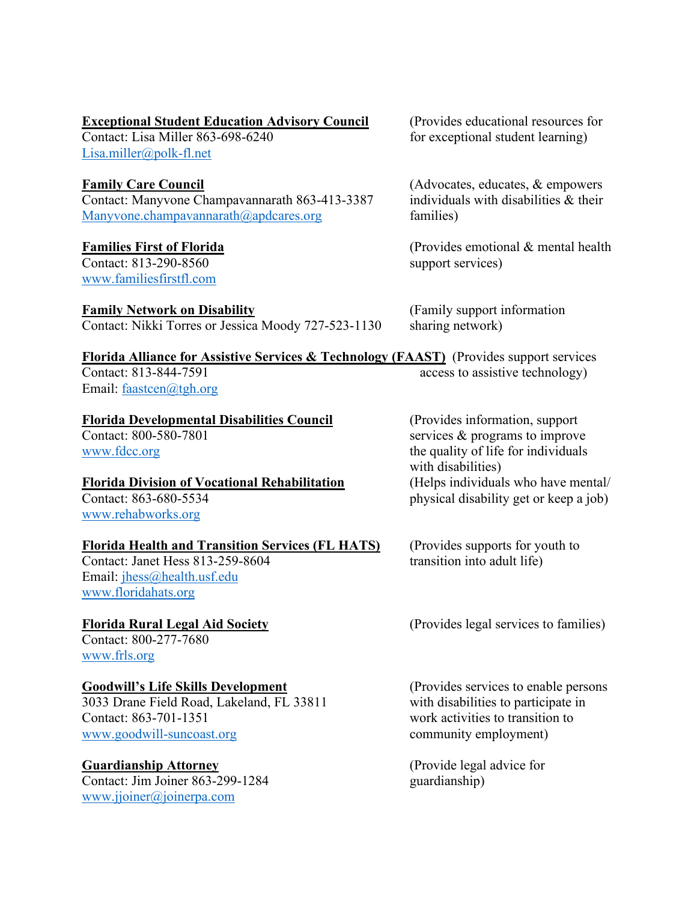**Exceptional Student Education Advisory Council**
Contact: Lisa Miller 863-698-6240
Lisa.miller@polk-fl.net

(Provides educational resources for for exceptional student learning)

**Family Care Council**
Contact: Manyvone Champavannarath 863-413-3387
Manyvone.champavannarath@apdcares.org

(Advocates, educates, & empowers individuals with disabilities & their families)

**Families First of Florida**
Contact: 813-290-8560
www.familiesfirstfl.com

(Provides emotional & mental health support services)

**Family Network on Disability**
Contact: Nikki Torres or Jessica Moody 727-523-1130

(Family support information sharing network)

**Florida Alliance for Assistive Services & Technology (FAAST)**
Contact: 813-844-7591
Email: faastcen@tgh.org

(Provides support services access to assistive technology)

**Florida Developmental Disabilities Council**
Contact: 800-580-7801
www.fdcc.org

(Provides information, support services & programs to improve the quality of life for individuals with disabilities)

**Florida Division of Vocational Rehabilitation**
Contact: 863-680-5534
www.rehabworks.org

(Helps individuals who have mental/ physical disability get or keep a job)

**Florida Health and Transition Services (FL HATS)**
Contact: Janet Hess 813-259-8604
Email: jhess@health.usf.edu
www.floridahats.org

(Provides supports for youth to transition into adult life)

**Florida Rural Legal Aid Society**
Contact: 800-277-7680
www.frls.org

(Provides legal services to families)

**Goodwill's Life Skills Development**
3033 Drane Field Road, Lakeland, FL 33811
Contact: 863-701-1351
www.goodwill-suncoast.org

(Provides services to enable persons with disabilities to participate in work activities to transition to community employment)

**Guardianship Attorney**
Contact: Jim Joiner 863-299-1284
www.jjoiner@joinerpa.com

(Provide legal advice for guardianship)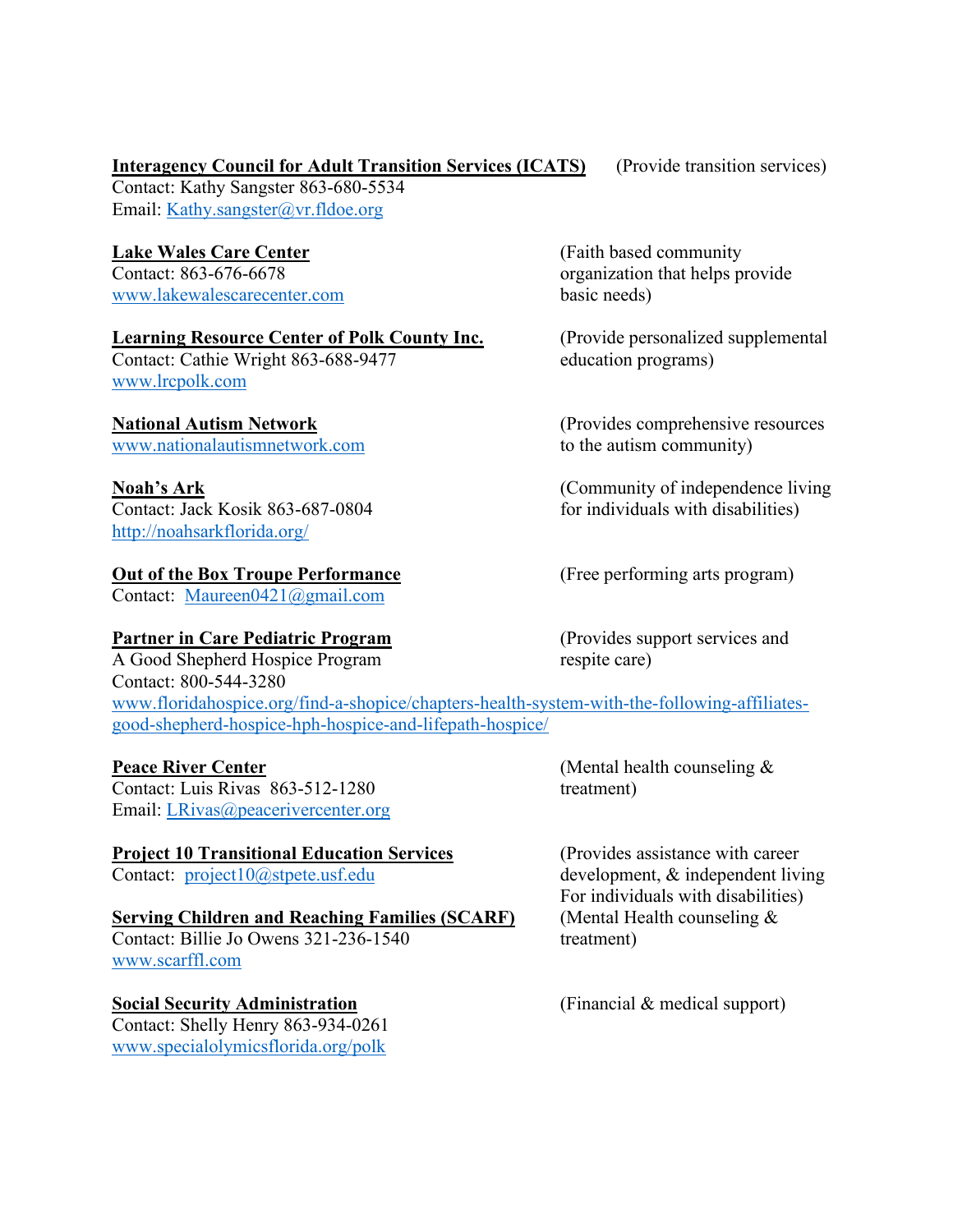**Interagency Council for Adult Transition Services (ICATS)** (Provide transition services)
Contact: Kathy Sangster 863-680-5534
Email: Kathy.sangster@vr.fldoe.org

**Lake Wales Care Center** (Faith based community organization that helps provide basic needs)
Contact: 863-676-6678
www.lakewalescarecenter.com

**Learning Resource Center of Polk County Inc.** (Provide personalized supplemental education programs)
Contact: Cathie Wright 863-688-9477
www.lrcpolk.com

**National Autism Network** (Provides comprehensive resources to the autism community)
www.nationalautismnetwork.com

**Noah's Ark** (Community of independence living for individuals with disabilities)
Contact: Jack Kosik 863-687-0804
http://noahsarkflorida.org/

**Out of the Box Troupe Performance** (Free performing arts program)
Contact: Maureen0421@gmail.com

**Partner in Care Pediatric Program** (Provides support services and respite care)
A Good Shepherd Hospice Program
Contact: 800-544-3280
www.floridahospice.org/find-a-shopice/chapters-health-system-with-the-following-affiliates-good-shepherd-hospice-hph-hospice-and-lifepath-hospice/

**Peace River Center** (Mental health counseling & treatment)
Contact: Luis Rivas 863-512-1280
Email: LRivas@peacerivercenter.org

**Project 10 Transitional Education Services** (Provides assistance with career development, & independent living For individuals with disabilities)
Contact: project10@stpete.usf.edu

**Serving Children and Reaching Families (SCARF)** (Mental Health counseling & treatment)
Contact: Billie Jo Owens 321-236-1540
www.scarffl.com

**Social Security Administration** (Financial & medical support)
Contact: Shelly Henry 863-934-0261
www.specialolymicsflorida.org/polk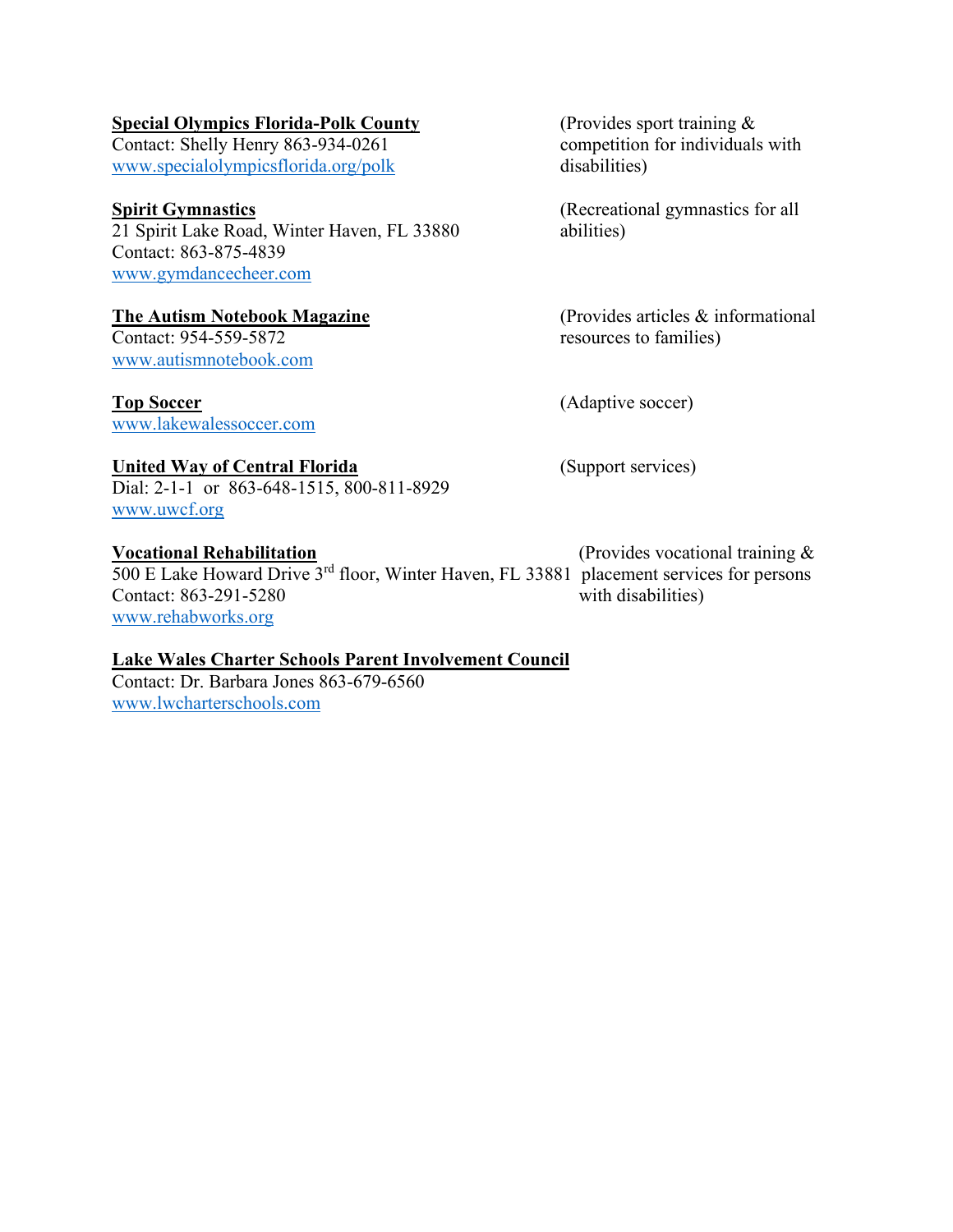**Special Olympics Florida-Polk County**
Contact: Shelly Henry 863-934-0261
www.specialolympicsflorida.org/polk
(Provides sport training & competition for individuals with disabilities)

**Spirit Gymnastics**
21 Spirit Lake Road, Winter Haven, FL 33880
Contact: 863-875-4839
www.gymdancecheer.com
(Recreational gymnastics for all abilities)

**The Autism Notebook Magazine**
Contact: 954-559-5872
www.autismnotebook.com
(Provides articles & informational resources to families)

**Top Soccer**
www.lakewalessoccer.com
(Adaptive soccer)

**United Way of Central Florida**
Dial: 2-1-1 or 863-648-1515, 800-811-8929
www.uwcf.org
(Support services)

**Vocational Rehabilitation**
500 E Lake Howard Drive 3rd floor, Winter Haven, FL 33881
Contact: 863-291-5280
www.rehabworks.org
(Provides vocational training & placement services for persons with disabilities)

**Lake Wales Charter Schools Parent Involvement Council**
Contact: Dr. Barbara Jones 863-679-6560
www.lwcharterschools.com